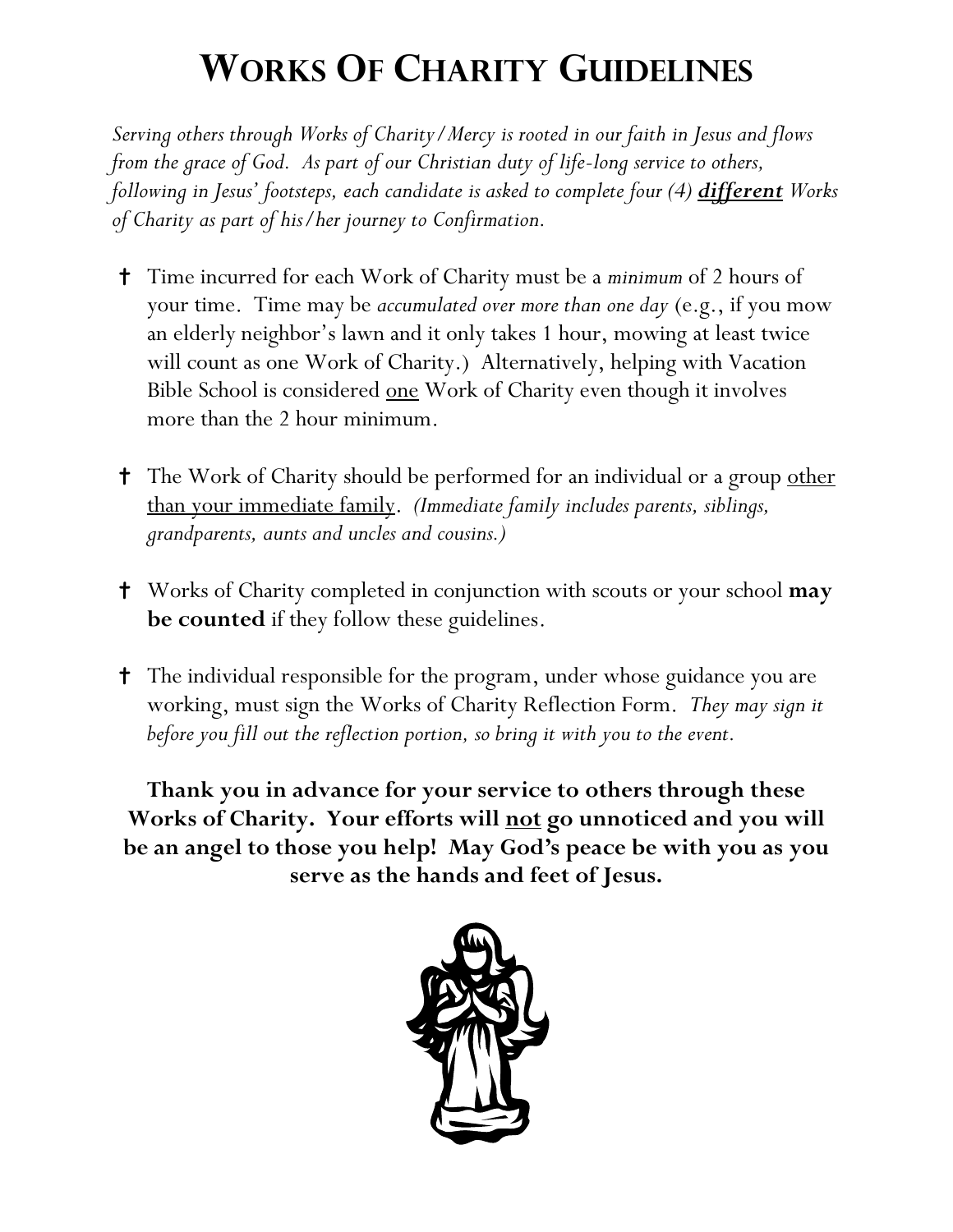# Works Of Charity Guidelines

*Serving others through Works of Charity/Mercy is rooted in our faith in Jesus and flows from the grace of God. As part of our Christian duty of life-long service to others, following in Jesus' footsteps, each candidate is asked to complete four (4) **different** Works of Charity as part of his/her journey to Confirmation.*

- † Time incurred for each Work of Charity must be a *minimum* of 2 hours of your time. Time may be *accumulated over more than one day* (e.g., if you mow an elderly neighbor's lawn and it only takes 1 hour, mowing at least twice will count as one Work of Charity.) Alternatively, helping with Vacation Bible School is considered one Work of Charity even though it involves more than the 2 hour minimum.

- † The Work of Charity should be performed for an individual or a group other than your immediate family. *(Immediate family includes parents, siblings, grandparents, aunts and uncles and cousins.)*

- † Works of Charity completed in conjunction with scouts or your school **may be counted** if they follow these guidelines.

- † The individual responsible for the program, under whose guidance you are working, must sign the Works of Charity Reflection Form. *They may sign it before you fill out the reflection portion, so bring it with you to the event.*

**Thank you in advance for your service to others through these Works of Charity. Your efforts will not go unnoticed and you will be an angel to those you help! May God's peace be with you as you serve as the hands and feet of Jesus.**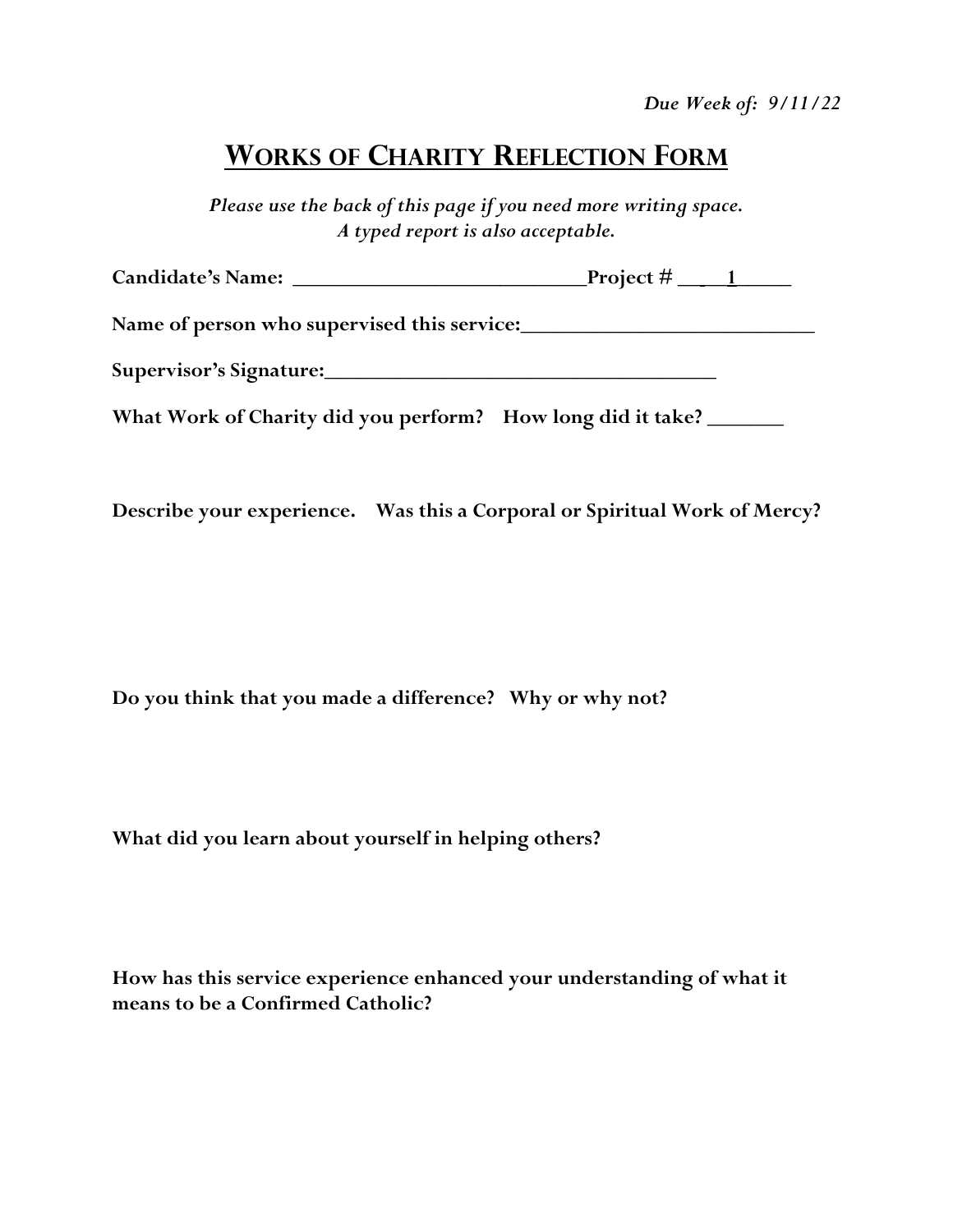*Due Week of: 9/11/22*

# WORKS OF CHARITY REFLECTION FORM

*Please use the back of this page if you need more writing space.*
*A typed report is also acceptable.*

**Candidate's Name:** ____________________________**Project #** ___1_____

**Name of person who supervised this service:**____________________________

**Supervisor's Signature:**_____________________________________

**What Work of Charity did you perform? How long did it take?** _______

**Describe your experience. Was this a Corporal or Spiritual Work of Mercy?**

**Do you think that you made a difference? Why or why not?**

**What did you learn about yourself in helping others?**

**How has this service experience enhanced your understanding of what it means to be a Confirmed Catholic?**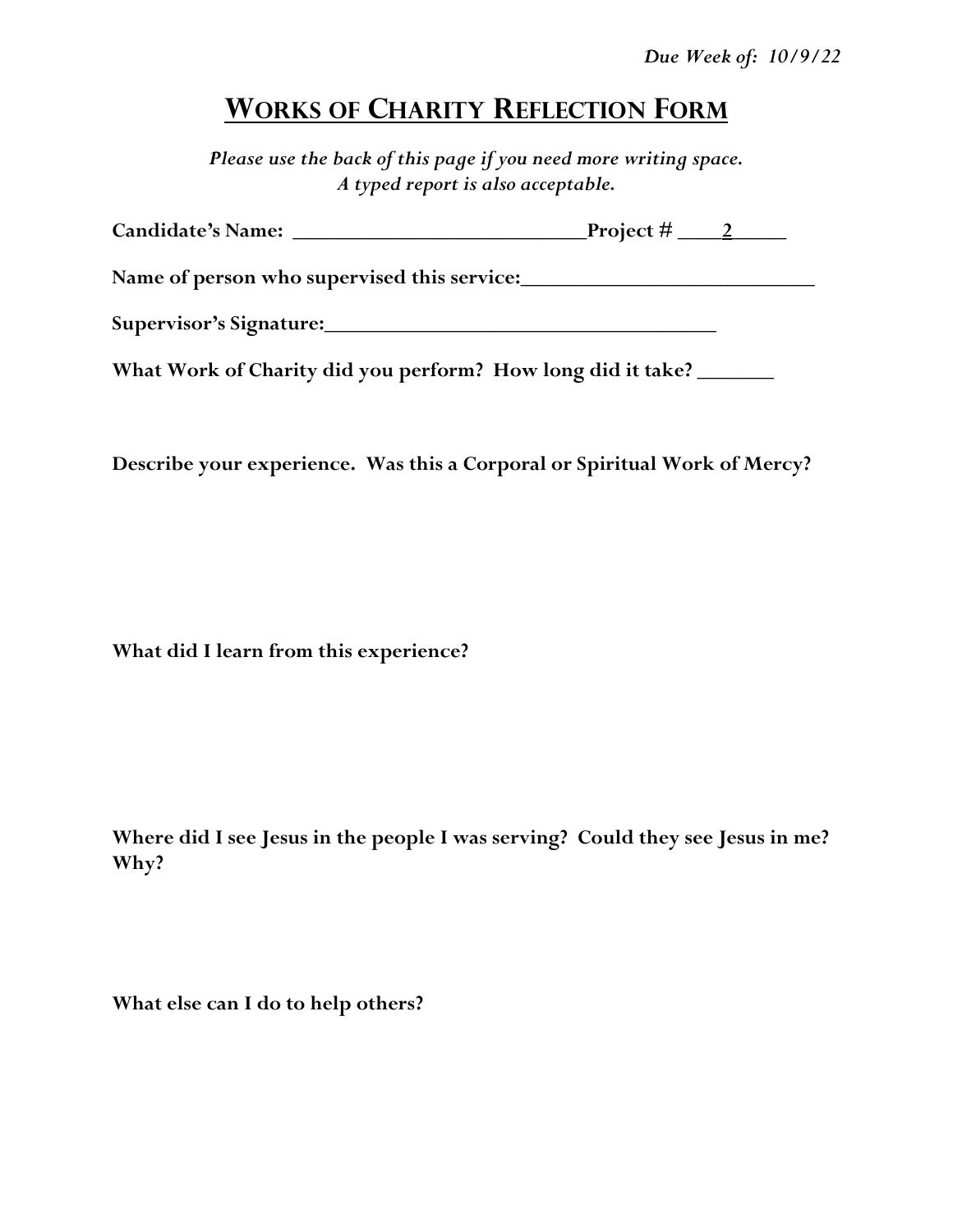*Due Week of: 10/9/22*

# WORKS OF CHARITY REFLECTION FORM

*Please use the back of this page if you need more writing space.*
*A typed report is also acceptable.*

**Candidate's Name: ____________________________Project # ____2_____**

**Name of person who supervised this service:___________________________**

**Supervisor's Signature:____________________________________**

**What Work of Charity did you perform? How long did it take? _______**

**Describe your experience. Was this a Corporal or Spiritual Work of Mercy?**

**What did I learn from this experience?**

**Where did I see Jesus in the people I was serving? Could they see Jesus in me? Why?**

**What else can I do to help others?**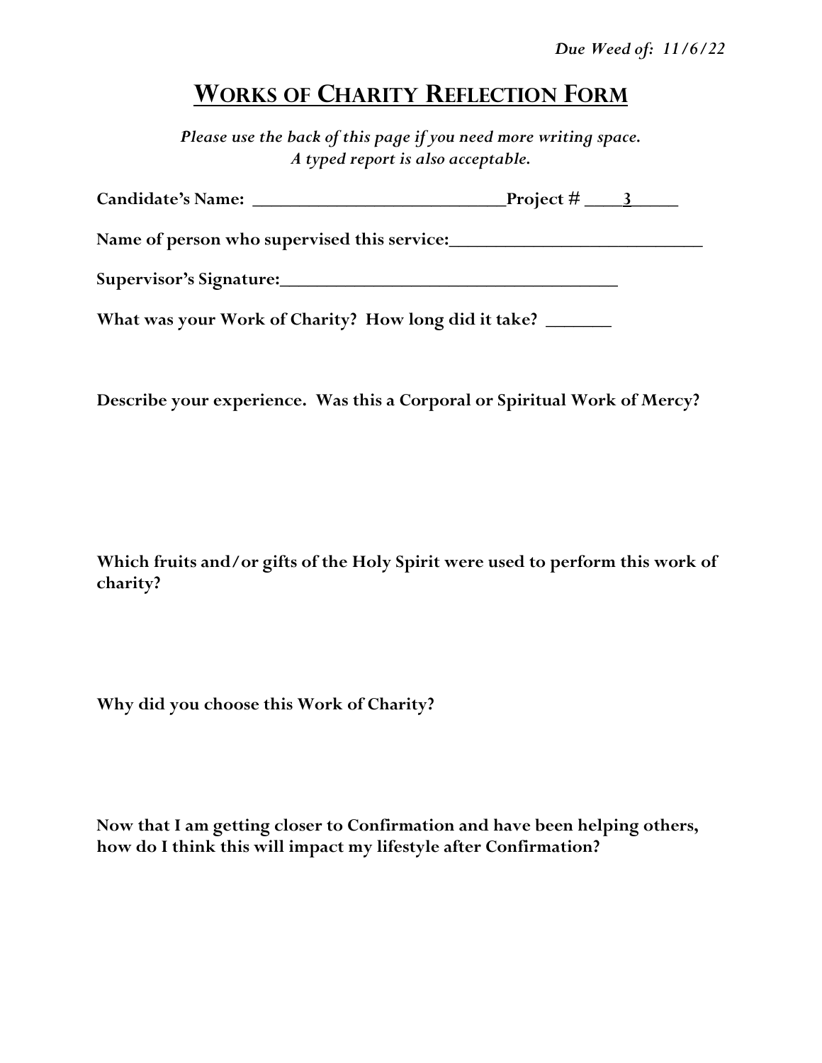*Due Weed of: 11/6/22*

# WORKS OF CHARITY REFLECTION FORM

*Please use the back of this page if you need more writing space.*
*A typed report is also acceptable.*

**Candidate's Name: ____________________________Project # ____3_____**

**Name of person who supervised this service:____________________________**

**Supervisor's Signature:_____________________________________**

**What was your Work of Charity? How long did it take? _______**

**Describe your experience. Was this a Corporal or Spiritual Work of Mercy?**

**Which fruits and/or gifts of the Holy Spirit were used to perform this work of charity?**

**Why did you choose this Work of Charity?**

**Now that I am getting closer to Confirmation and have been helping others, how do I think this will impact my lifestyle after Confirmation?**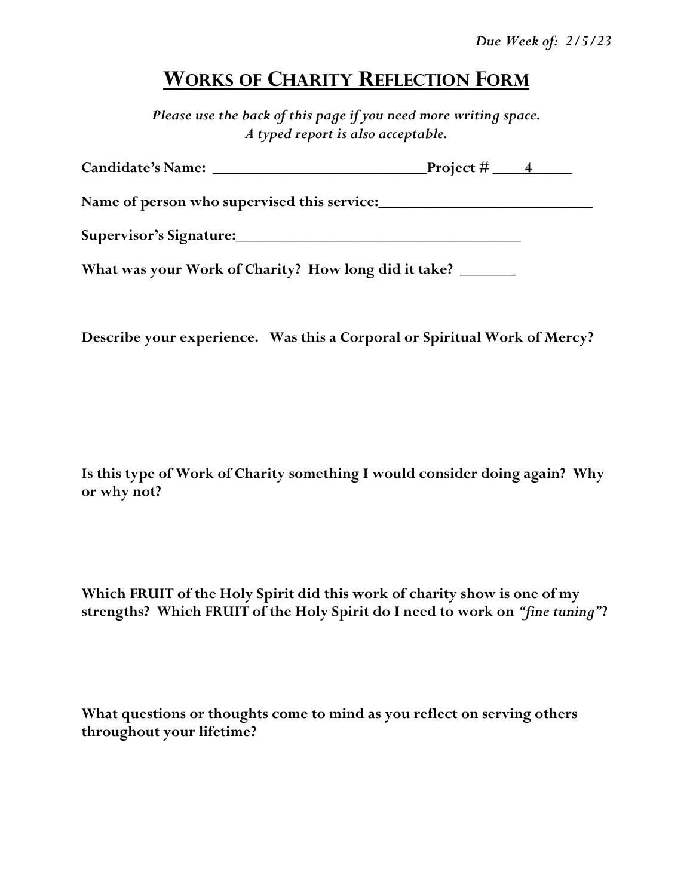*Due Week of: 2/5/23*

# <u>Works of Charity Reflection Form</u>

*Please use the back of this page if you need more writing space.*
*A typed report is also acceptable.*

**Candidate's Name: ____________________________ Project # ____4_____**

**Name of person who supervised this service:____________________________**

**Supervisor's Signature:______________________________________**

**What was your Work of Charity? How long did it take? _______**

**Describe your experience. Was this a Corporal or Spiritual Work of Mercy?**

**Is this type of Work of Charity something I would consider doing again? Why or why not?**

**Which FRUIT of the Holy Spirit did this work of charity show is one of my strengths? Which FRUIT of the Holy Spirit do I need to work on *"fine tuning"*?**

**What questions or thoughts come to mind as you reflect on serving others throughout your lifetime?**